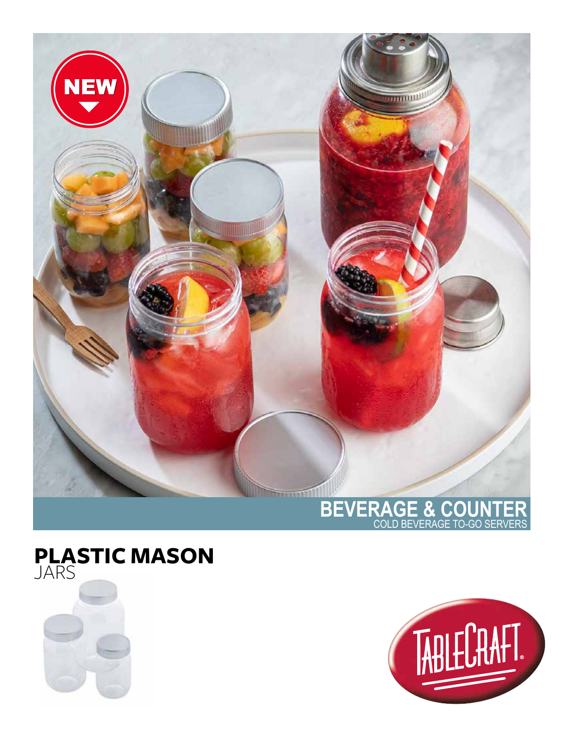NEW

## BEVERAGE & COUNTER

COLD BEVERAGE TO-GO SERVERS

# PLASTIC MASON

JARS

TABLECRAFT®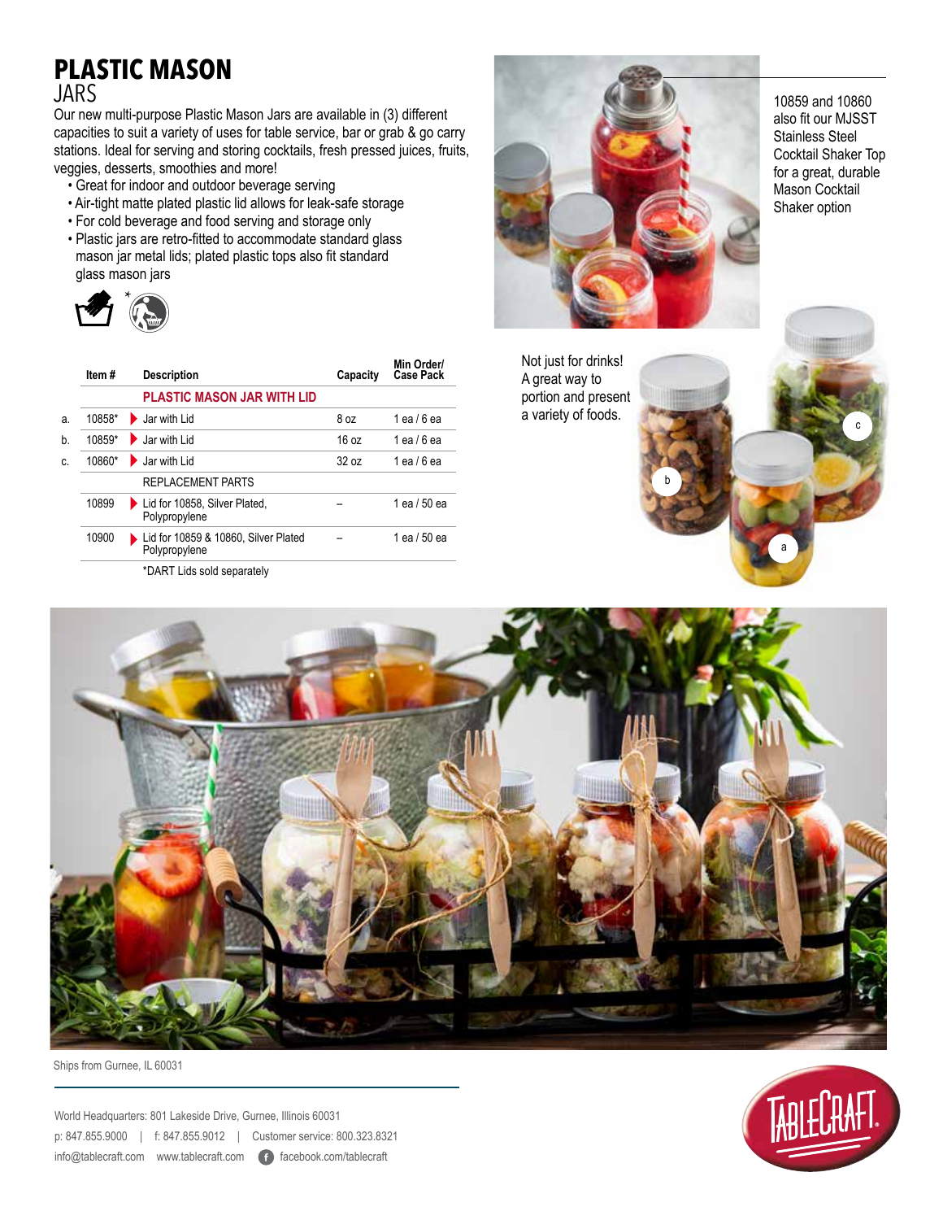# PLASTIC MASON

## JARS

Our new multi-purpose Plastic Mason Jars are available in (3) different capacities to suit a variety of uses for table service, bar or grab & go carry stations. Ideal for serving and storing cocktails, fresh pressed juices, fruits, veggies, desserts, smoothies and more!

- Great for indoor and outdoor beverage serving
- Air-tight matte plated plastic lid allows for leak-safe storage
- For cold beverage and food serving and storage only
- Plastic jars are retro-fitted to accommodate standard glass mason jar metal lids; plated plastic tops also fit standard glass mason jars

| | Item # | Description | Capacity | Min Order/ Case Pack |
|---|---|---|---|---|
| | | **PLASTIC MASON JAR WITH LID** | | |
| a. | 10858* | Jar with Lid | 8 oz | 1 ea / 6 ea |
| b. | 10859* | Jar with Lid | 16 oz | 1 ea / 6 ea |
| c. | 10860* | Jar with Lid | 32 oz | 1 ea / 6 ea |
| | | REPLACEMENT PARTS | | |
| | 10899 | Lid for 10858, Silver Plated, Polypropylene | – | 1 ea / 50 ea |
| | 10900 | Lid for 10859 & 10860, Silver Plated Polypropylene | – | 1 ea / 50 ea |
| | | *DART Lids sold separately | | |

10859 and 10860 also fit our MJSST Stainless Steel Cocktail Shaker Top for a great, durable Mason Cocktail Shaker option

Not just for drinks! A great way to portion and present a variety of foods.

Ships from Gurnee, IL 60031

World Headquarters: 801 Lakeside Drive, Gurnee, Illinois 60031
p: 847.855.9000 | f: 847.855.9012 | Customer service: 800.323.8321
info@tablecraft.com www.tablecraft.com facebook.com/tablecraft

TABLECRAFT